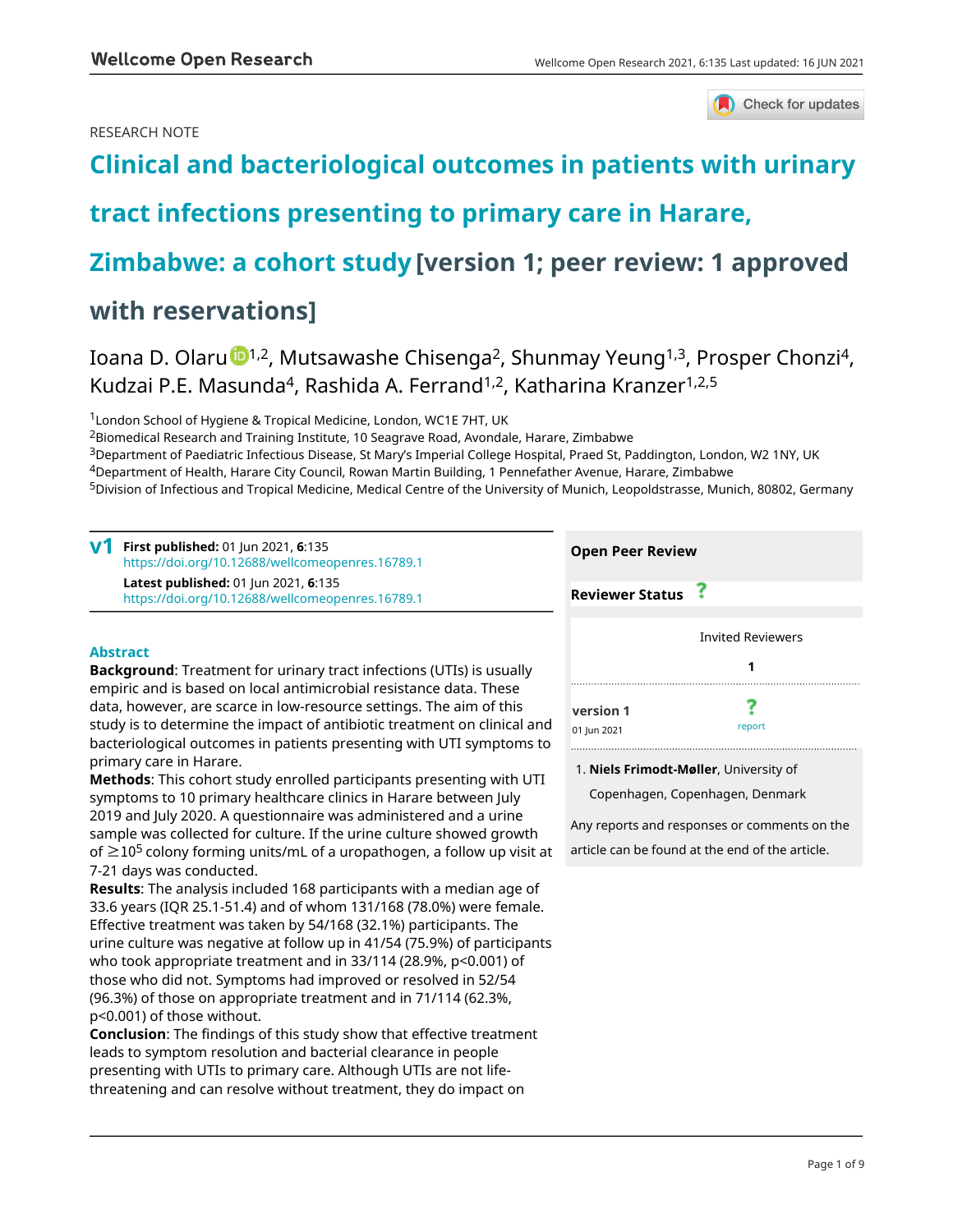RESEARCH NOTE

# Clinical and bacteriological outcomes in patients with urinary tract infections presenting to primary care in Harare, Zimbabwe: a cohort study [version 1; peer review: 1 approved with reservations]

Ioana D. Olaru[1,2], Mutsawashe Chisenga[2], Shunmay Yeung[1,3], Prosper Chonzi[4], Kudzai P.E. Masunda[4], Rashida A. Ferrand[1,2], Katharina Kranzer[1,2,5]

[1]London School of Hygiene & Tropical Medicine, London, WC1E 7HT, UK
[2]Biomedical Research and Training Institute, 10 Seagrave Road, Avondale, Harare, Zimbabwe
[3]Department of Paediatric Infectious Disease, St Mary's Imperial College Hospital, Praed St, Paddington, London, W2 1NY, UK
[4]Department of Health, Harare City Council, Rowan Martin Building, 1 Pennefather Avenue, Harare, Zimbabwe
[5]Division of Infectious and Tropical Medicine, Medical Centre of the University of Munich, Leopoldstrasse, Munich, 80802, Germany

**v1** **First published:** 01 Jun 2021, **6**:135
https://doi.org/10.12688/wellcomeopenres.16789.1
**Latest published:** 01 Jun 2021, **6**:135
https://doi.org/10.12688/wellcomeopenres.16789.1

## Abstract

**Background**: Treatment for urinary tract infections (UTIs) is usually empiric and is based on local antimicrobial resistance data. These data, however, are scarce in low-resource settings. The aim of this study is to determine the impact of antibiotic treatment on clinical and bacteriological outcomes in patients presenting with UTI symptoms to primary care in Harare.

**Methods**: This cohort study enrolled participants presenting with UTI symptoms to 10 primary healthcare clinics in Harare between July 2019 and July 2020. A questionnaire was administered and a urine sample was collected for culture. If the urine culture showed growth of $\geq 10^5$ colony forming units/mL of a uropathogen, a follow up visit at 7-21 days was conducted.

**Results**: The analysis included 168 participants with a median age of 33.6 years (IQR 25.1-51.4) and of whom 131/168 (78.0%) were female. Effective treatment was taken by 54/168 (32.1%) participants. The urine culture was negative at follow up in 41/54 (75.9%) of participants who took appropriate treatment and in 33/114 (28.9%, $p<0.001$) of those who did not. Symptoms had improved or resolved in 52/54 (96.3%) of those on appropriate treatment and in 71/114 (62.3%, $p<0.001$) of those without.

**Conclusion**: The findings of this study show that effective treatment leads to symptom resolution and bacterial clearance in people presenting with UTIs to primary care. Although UTIs are not life-threatening and can resolve without treatment, they do impact on

## Open Peer Review

**Reviewer Status** ?

| | Invited Reviewers |
|---|---|
| | **1** |
| **version 1** 01 Jun 2021 | ? report |

1. **Niels Frimodt-Møller**, University of Copenhagen, Copenhagen, Denmark

Any reports and responses or comments on the article can be found at the end of the article.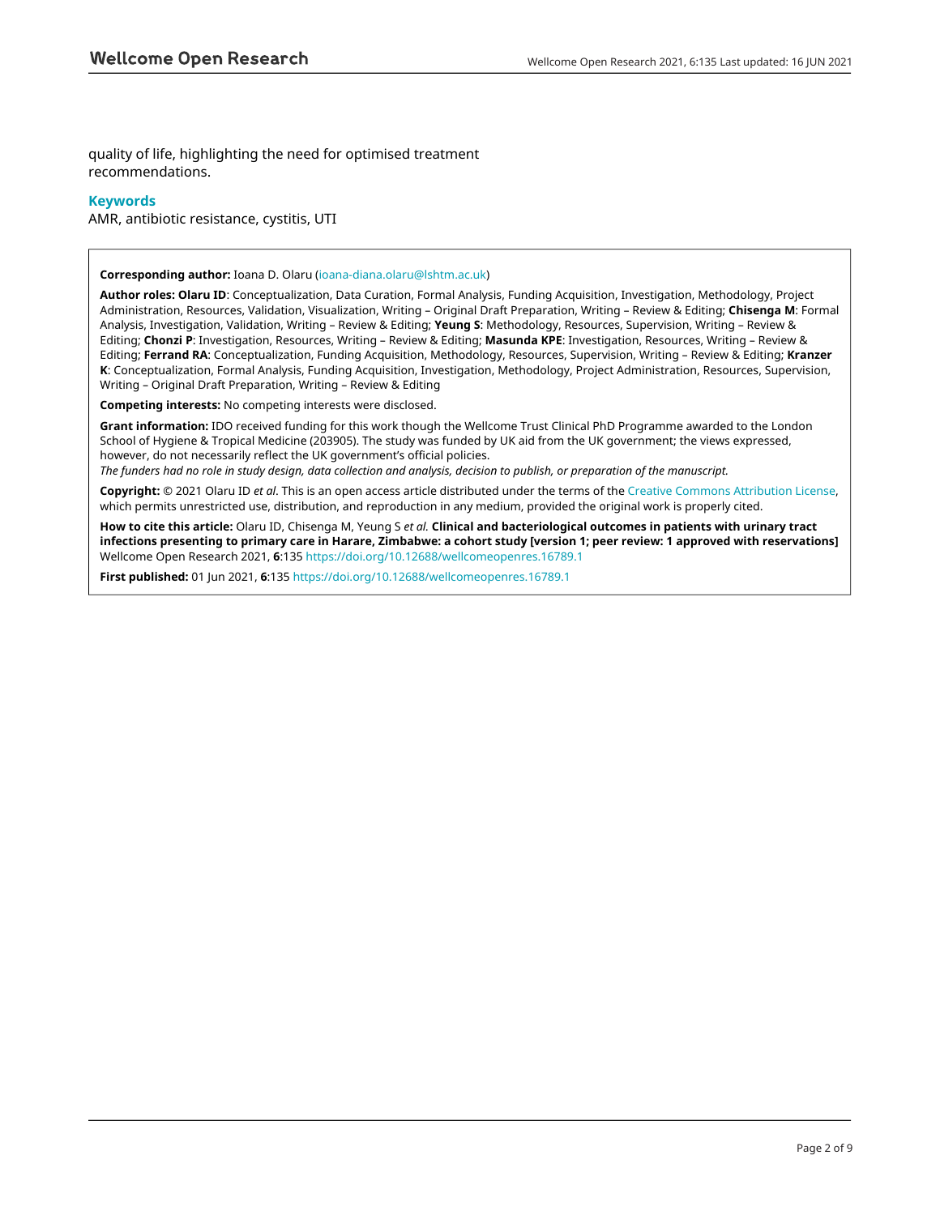quality of life, highlighting the need for optimised treatment recommendations.

### Keywords

AMR, antibiotic resistance, cystitis, UTI

**Corresponding author:** Ioana D. Olaru (ioana-diana.olaru@lshtm.ac.uk)

**Author roles: Olaru ID**: Conceptualization, Data Curation, Formal Analysis, Funding Acquisition, Investigation, Methodology, Project Administration, Resources, Validation, Visualization, Writing – Original Draft Preparation, Writing – Review & Editing; **Chisenga M**: Formal Analysis, Investigation, Validation, Writing – Review & Editing; **Yeung S**: Methodology, Resources, Supervision, Writing – Review & Editing; **Chonzi P**: Investigation, Resources, Writing – Review & Editing; **Masunda KPE**: Investigation, Resources, Writing – Review & Editing; **Ferrand RA**: Conceptualization, Funding Acquisition, Methodology, Resources, Supervision, Writing – Review & Editing; **Kranzer K**: Conceptualization, Formal Analysis, Funding Acquisition, Investigation, Methodology, Project Administration, Resources, Supervision, Writing – Original Draft Preparation, Writing – Review & Editing

**Competing interests:** No competing interests were disclosed.

**Grant information:** IDO received funding for this work though the Wellcome Trust Clinical PhD Programme awarded to the London School of Hygiene & Tropical Medicine (203905). The study was funded by UK aid from the UK government; the views expressed, however, do not necessarily reflect the UK government's official policies.

*The funders had no role in study design, data collection and analysis, decision to publish, or preparation of the manuscript.*

**Copyright:** © 2021 Olaru ID *et al*. This is an open access article distributed under the terms of the Creative Commons Attribution License, which permits unrestricted use, distribution, and reproduction in any medium, provided the original work is properly cited.

**How to cite this article:** Olaru ID, Chisenga M, Yeung S *et al.* **Clinical and bacteriological outcomes in patients with urinary tract infections presenting to primary care in Harare, Zimbabwe: a cohort study [version 1; peer review: 1 approved with reservations]** Wellcome Open Research 2021, **6**:135 https://doi.org/10.12688/wellcomeopenres.16789.1

**First published:** 01 Jun 2021, **6**:135 https://doi.org/10.12688/wellcomeopenres.16789.1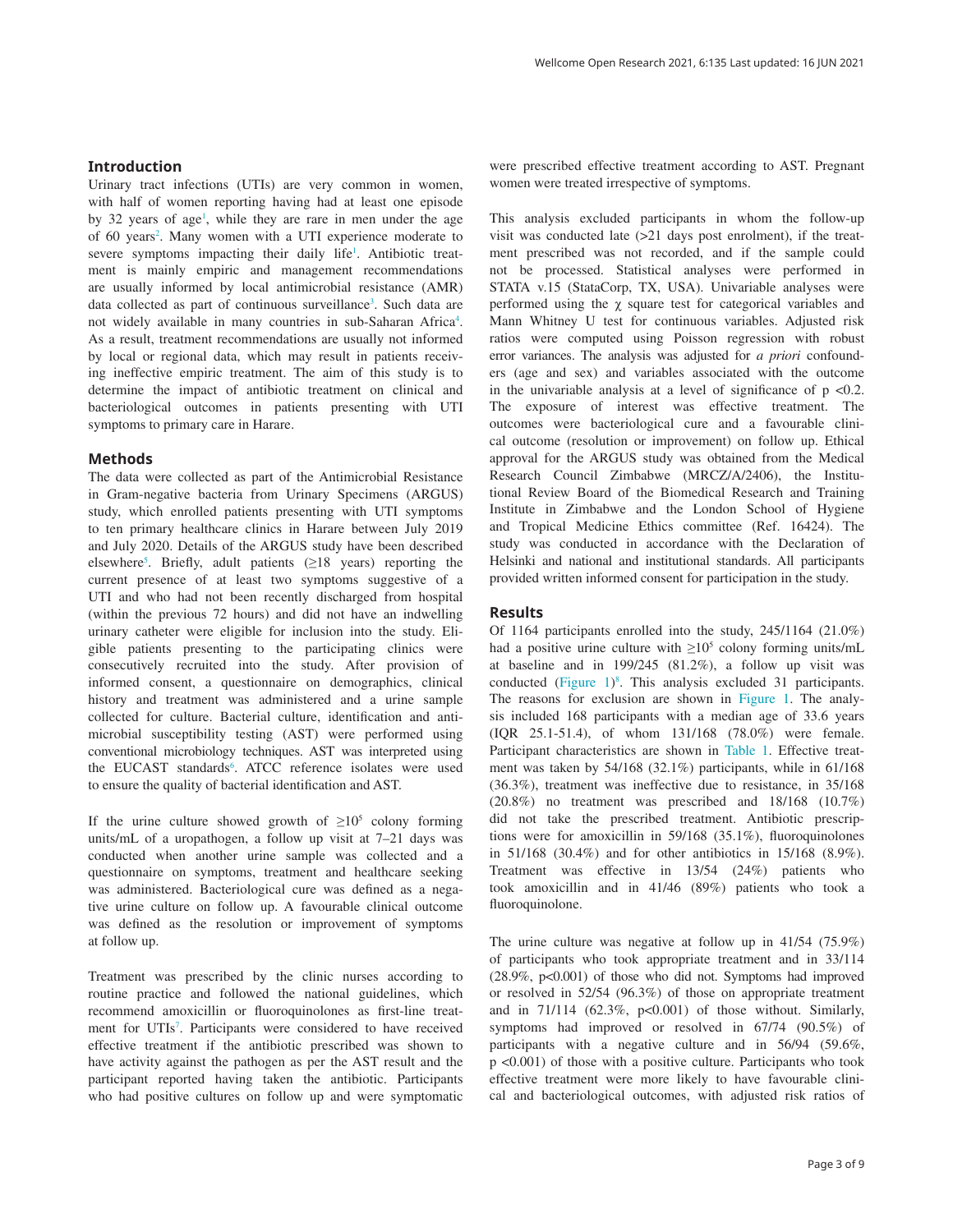## Introduction

Urinary tract infections (UTIs) are very common in women, with half of women reporting having had at least one episode by 32 years of age[1], while they are rare in men under the age of 60 years[2]. Many women with a UTI experience moderate to severe symptoms impacting their daily life[1]. Antibiotic treatment is mainly empiric and management recommendations are usually informed by local antimicrobial resistance (AMR) data collected as part of continuous surveillance[3]. Such data are not widely available in many countries in sub-Saharan Africa[4]. As a result, treatment recommendations are usually not informed by local or regional data, which may result in patients receiving ineffective empiric treatment. The aim of this study is to determine the impact of antibiotic treatment on clinical and bacteriological outcomes in patients presenting with UTI symptoms to primary care in Harare.

## Methods

The data were collected as part of the Antimicrobial Resistance in Gram-negative bacteria from Urinary Specimens (ARGUS) study, which enrolled patients presenting with UTI symptoms to ten primary healthcare clinics in Harare between July 2019 and July 2020. Details of the ARGUS study have been described elsewhere[5]. Briefly, adult patients (≥18 years) reporting the current presence of at least two symptoms suggestive of a UTI and who had not been recently discharged from hospital (within the previous 72 hours) and did not have an indwelling urinary catheter were eligible for inclusion into the study. Eligible patients presenting to the participating clinics were consecutively recruited into the study. After provision of informed consent, a questionnaire on demographics, clinical history and treatment was administered and a urine sample collected for culture. Bacterial culture, identification and antimicrobial susceptibility testing (AST) were performed using conventional microbiology techniques. AST was interpreted using the EUCAST standards[6]. ATCC reference isolates were used to ensure the quality of bacterial identification and AST.

If the urine culture showed growth of $\geq 10^5$ colony forming units/mL of a uropathogen, a follow up visit at 7–21 days was conducted when another urine sample was collected and a questionnaire on symptoms, treatment and healthcare seeking was administered. Bacteriological cure was defined as a negative urine culture on follow up. A favourable clinical outcome was defined as the resolution or improvement of symptoms at follow up.

Treatment was prescribed by the clinic nurses according to routine practice and followed the national guidelines, which recommend amoxicillin or fluoroquinolones as first-line treatment for UTIs[7]. Participants were considered to have received effective treatment if the antibiotic prescribed was shown to have activity against the pathogen as per the AST result and the participant reported having taken the antibiotic. Participants who had positive cultures on follow up and were symptomatic were prescribed effective treatment according to AST. Pregnant women were treated irrespective of symptoms.

This analysis excluded participants in whom the follow-up visit was conducted late (>21 days post enrolment), if the treatment prescribed was not recorded, and if the sample could not be processed. Statistical analyses were performed in STATA v.15 (StataCorp, TX, USA). Univariable analyses were performed using the $\chi$ square test for categorical variables and Mann Whitney U test for continuous variables. Adjusted risk ratios were computed using Poisson regression with robust error variances. The analysis was adjusted for *a priori* confounders (age and sex) and variables associated with the outcome in the univariable analysis at a level of significance of $p < 0.2$. The exposure of interest was effective treatment. The outcomes were bacteriological cure and a favourable clinical outcome (resolution or improvement) on follow up. Ethical approval for the ARGUS study was obtained from the Medical Research Council Zimbabwe (MRCZ/A/2406), the Institutional Review Board of the Biomedical Research and Training Institute in Zimbabwe and the London School of Hygiene and Tropical Medicine Ethics committee (Ref. 16424). The study was conducted in accordance with the Declaration of Helsinki and national and institutional standards. All participants provided written informed consent for participation in the study.

## Results

Of 1164 participants enrolled into the study, 245/1164 (21.0%) had a positive urine culture with $\geq 10^5$ colony forming units/mL at baseline and in 199/245 (81.2%), a follow up visit was conducted (Figure 1)[8]. This analysis excluded 31 participants. The reasons for exclusion are shown in Figure 1. The analysis included 168 participants with a median age of 33.6 years (IQR 25.1-51.4), of whom 131/168 (78.0%) were female. Participant characteristics are shown in Table 1. Effective treatment was taken by 54/168 (32.1%) participants, while in 61/168 (36.3%), treatment was ineffective due to resistance, in 35/168 (20.8%) no treatment was prescribed and 18/168 (10.7%) did not take the prescribed treatment. Antibiotic prescriptions were for amoxicillin in 59/168 (35.1%), fluoroquinolones in 51/168 (30.4%) and for other antibiotics in 15/168 (8.9%). Treatment was effective in 13/54 (24%) patients who took amoxicillin and in 41/46 (89%) patients who took a fluoroquinolone.

The urine culture was negative at follow up in 41/54 (75.9%) of participants who took appropriate treatment and in 33/114 (28.9%, p<0.001) of those who did not. Symptoms had improved or resolved in 52/54 (96.3%) of those on appropriate treatment and in 71/114 (62.3%, p<0.001) of those without. Similarly, symptoms had improved or resolved in 67/74 (90.5%) of participants with a negative culture and in 56/94 (59.6%, p <0.001) of those with a positive culture. Participants who took effective treatment were more likely to have favourable clinical and bacteriological outcomes, with adjusted risk ratios of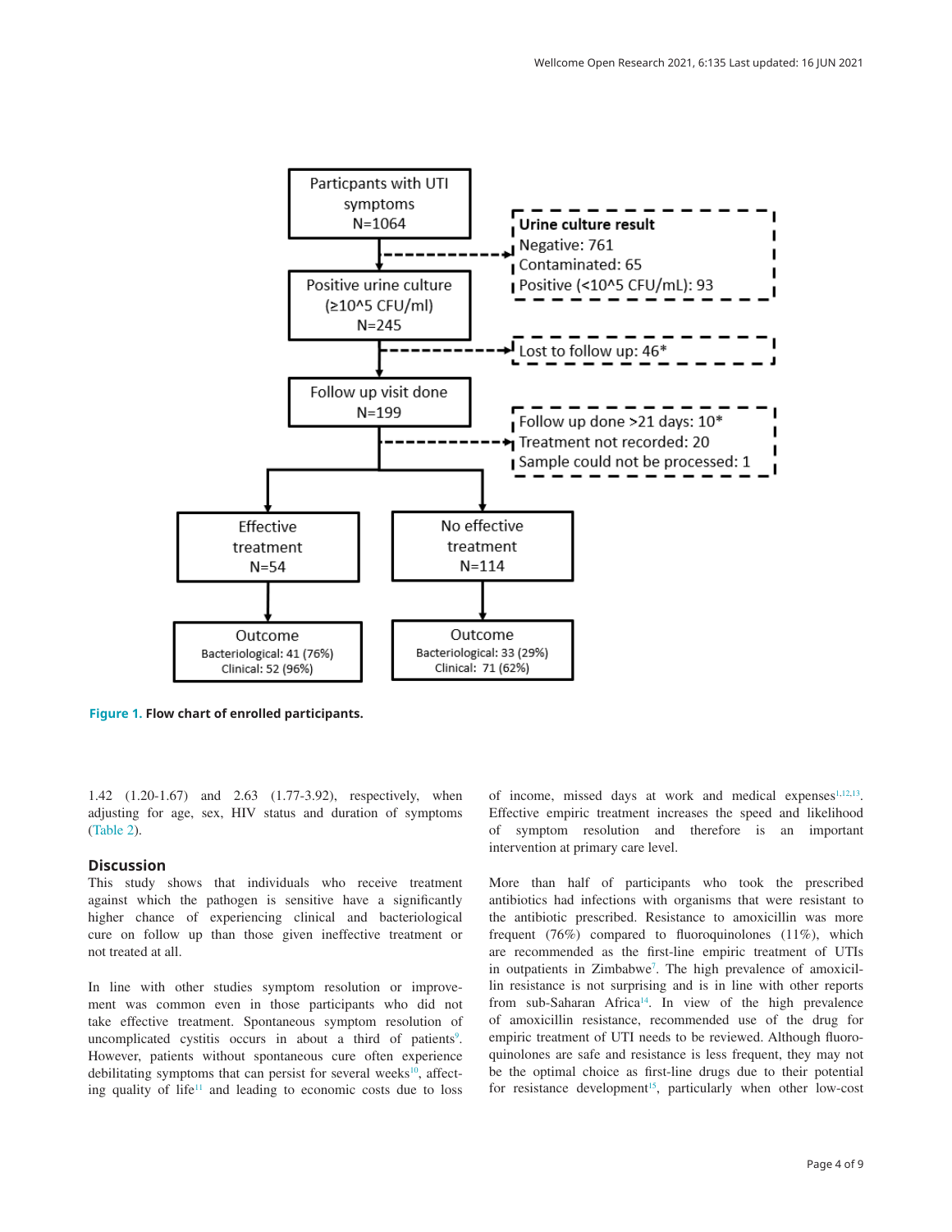Particpants with UTI symptoms
N=1064

**Urine culture result**
Negative: 761
Contaminated: 65
Positive (<10^5 CFU/mL): 93

Positive urine culture
(≥10^5 CFU/ml)
N=245

Lost to follow up: 46*

Follow up visit done
N=199

Follow up done >21 days: 10*
Treatment not recorded: 20
Sample could not be processed: 1

Effective treatment
N=54

Outcome
Bacteriological: 41 (76%)
Clinical: 52 (96%)

No effective treatment
N=114

Outcome
Bacteriological: 33 (29%)
Clinical: 71 (62%)

**Figure 1. Flow chart of enrolled participants.**

1.42 (1.20-1.67) and 2.63 (1.77-3.92), respectively, when adjusting for age, sex, HIV status and duration of symptoms (Table 2).

## Discussion

This study shows that individuals who receive treatment against which the pathogen is sensitive have a significantly higher chance of experiencing clinical and bacteriological cure on follow up than those given ineffective treatment or not treated at all.

In line with other studies symptom resolution or improvement was common even in those participants who did not take effective treatment. Spontaneous symptom resolution of uncomplicated cystitis occurs in about a third of patients[9]. However, patients without spontaneous cure often experience debilitating symptoms that can persist for several weeks[10], affecting quality of life[11] and leading to economic costs due to loss of income, missed days at work and medical expenses[1,12,13]. Effective empiric treatment increases the speed and likelihood of symptom resolution and therefore is an important intervention at primary care level.

More than half of participants who took the prescribed antibiotics had infections with organisms that were resistant to the antibiotic prescribed. Resistance to amoxicillin was more frequent (76%) compared to fluoroquinolones (11%), which are recommended as the first-line empiric treatment of UTIs in outpatients in Zimbabwe[7]. The high prevalence of amoxicillin resistance is not surprising and is in line with other reports from sub-Saharan Africa[14]. In view of the high prevalence of amoxicillin resistance, recommended use of the drug for empiric treatment of UTI needs to be reviewed. Although fluoroquinolones are safe and resistance is less frequent, they may not be the optimal choice as first-line drugs due to their potential for resistance development[15], particularly when other low-cost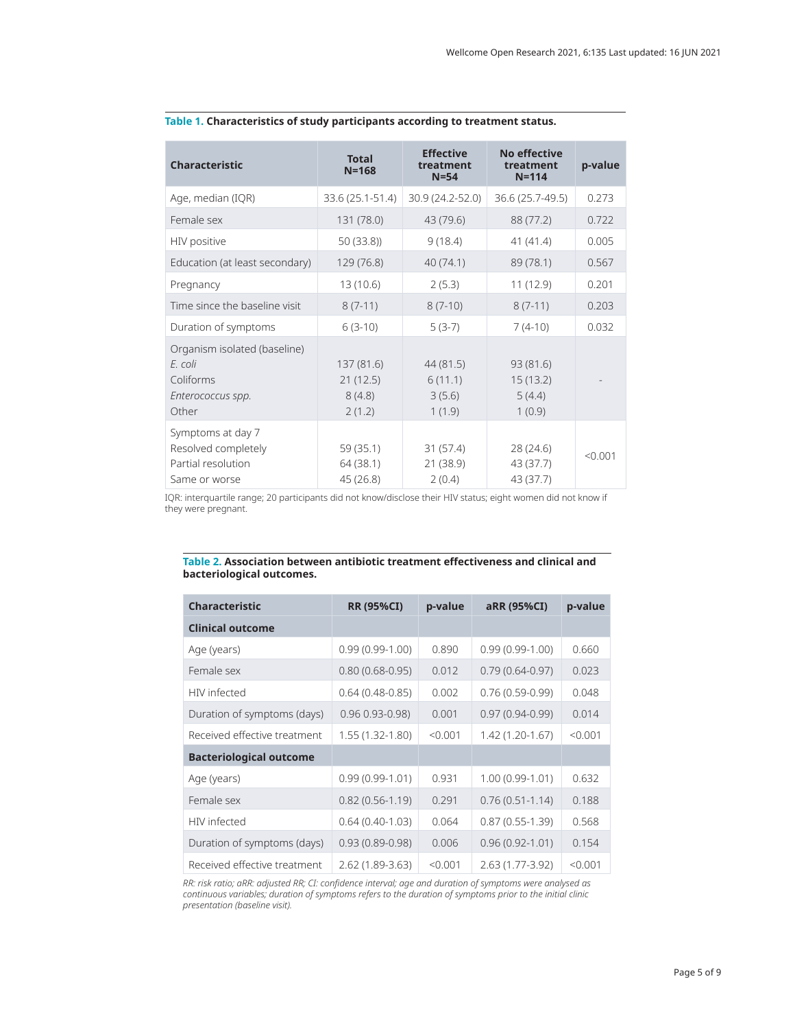**Table 1. Characteristics of study participants according to treatment status.**

| Characteristic | Total N=168 | Effective treatment N=54 | No effective treatment N=114 | p-value |
|---|---|---|---|---|
| Age, median (IQR) | 33.6 (25.1-51.4) | 30.9 (24.2-52.0) | 36.6 (25.7-49.5) | 0.273 |
| Female sex | 131 (78.0) | 43 (79.6) | 88 (77.2) | 0.722 |
| HIV positive | 50 (33.8)) | 9 (18.4) | 41 (41.4) | 0.005 |
| Education (at least secondary) | 129 (76.8) | 40 (74.1) | 89 (78.1) | 0.567 |
| Pregnancy | 13 (10.6) | 2 (5.3) | 11 (12.9) | 0.201 |
| Time since the baseline visit | 8 (7-11) | 8 (7-10) | 8 (7-11) | 0.203 |
| Duration of symptoms | 6 (3-10) | 5 (3-7) | 7 (4-10) | 0.032 |
| Organism isolated (baseline) | | | | - |
| *E. coli* | 137 (81.6) | 44 (81.5) | 93 (81.6) | |
| Coliforms | 21 (12.5) | 6 (11.1) | 15 (13.2) | |
| *Enterococcus spp.* | 8 (4.8) | 3 (5.6) | 5 (4.4) | |
| Other | 2 (1.2) | 1 (1.9) | 1 (0.9) | |
| Symptoms at day 7 | | | | <0.001 |
| Resolved completely | 59 (35.1) | 31 (57.4) | 28 (24.6) | |
| Partial resolution | 64 (38.1) | 21 (38.9) | 43 (37.7) | |
| Same or worse | 45 (26.8) | 2 (0.4) | 43 (37.7) | |

IQR: interquartile range; 20 participants did not know/disclose their HIV status; eight women did not know if they were pregnant.

**Table 2. Association between antibiotic treatment effectiveness and clinical and bacteriological outcomes.**

| Characteristic | RR (95%CI) | p-value | aRR (95%CI) | p-value |
|---|---|---|---|---|
| **Clinical outcome** | | | | |
| Age (years) | 0.99 (0.99-1.00) | 0.890 | 0.99 (0.99-1.00) | 0.660 |
| Female sex | 0.80 (0.68-0.95) | 0.012 | 0.79 (0.64-0.97) | 0.023 |
| HIV infected | 0.64 (0.48-0.85) | 0.002 | 0.76 (0.59-0.99) | 0.048 |
| Duration of symptoms (days) | 0.96 0.93-0.98) | 0.001 | 0.97 (0.94-0.99) | 0.014 |
| Received effective treatment | 1.55 (1.32-1.80) | <0.001 | 1.42 (1.20-1.67) | <0.001 |
| **Bacteriological outcome** | | | | |
| Age (years) | 0.99 (0.99-1.01) | 0.931 | 1.00 (0.99-1.01) | 0.632 |
| Female sex | 0.82 (0.56-1.19) | 0.291 | 0.76 (0.51-1.14) | 0.188 |
| HIV infected | 0.64 (0.40-1.03) | 0.064 | 0.87 (0.55-1.39) | 0.568 |
| Duration of symptoms (days) | 0.93 (0.89-0.98) | 0.006 | 0.96 (0.92-1.01) | 0.154 |
| Received effective treatment | 2.62 (1.89-3.63) | <0.001 | 2.63 (1.77-3.92) | <0.001 |

*RR: risk ratio; aRR: adjusted RR; CI: confidence interval; age and duration of symptoms were analysed as continuous variables; duration of symptoms refers to the duration of symptoms prior to the initial clinic presentation (baseline visit).*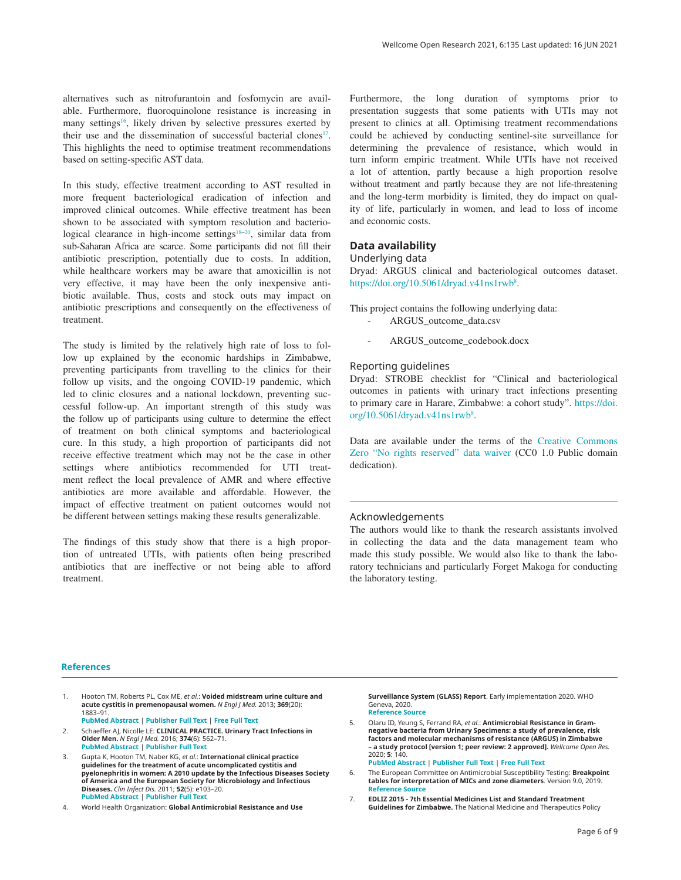alternatives such as nitrofurantoin and fosfomycin are available. Furthermore, fluoroquinolone resistance is increasing in many settings[16], likely driven by selective pressures exerted by their use and the dissemination of successful bacterial clones[17]. This highlights the need to optimise treatment recommendations based on setting-specific AST data.

In this study, effective treatment according to AST resulted in more frequent bacteriological eradication of infection and improved clinical outcomes. While effective treatment has been shown to be associated with symptom resolution and bacteriological clearance in high-income settings[18–20], similar data from sub-Saharan Africa are scarce. Some participants did not fill their antibiotic prescription, potentially due to costs. In addition, while healthcare workers may be aware that amoxicillin is not very effective, it may have been the only inexpensive antibiotic available. Thus, costs and stock outs may impact on antibiotic prescriptions and consequently on the effectiveness of treatment.

The study is limited by the relatively high rate of loss to follow up explained by the economic hardships in Zimbabwe, preventing participants from travelling to the clinics for their follow up visits, and the ongoing COVID-19 pandemic, which led to clinic closures and a national lockdown, preventing successful follow-up. An important strength of this study was the follow up of participants using culture to determine the effect of treatment on both clinical symptoms and bacteriological cure. In this study, a high proportion of participants did not receive effective treatment which may not be the case in other settings where antibiotics recommended for UTI treatment reflect the local prevalence of AMR and where effective antibiotics are more available and affordable. However, the impact of effective treatment on patient outcomes would not be different between settings making these results generalizable.

The findings of this study show that there is a high proportion of untreated UTIs, with patients often being prescribed antibiotics that are ineffective or not being able to afford treatment.

Furthermore, the long duration of symptoms prior to presentation suggests that some patients with UTIs may not present to clinics at all. Optimising treatment recommendations could be achieved by conducting sentinel-site surveillance for determining the prevalence of resistance, which would in turn inform empiric treatment. While UTIs have not received a lot of attention, partly because a high proportion resolve without treatment and partly because they are not life-threatening and the long-term morbidity is limited, they do impact on quality of life, particularly in women, and lead to loss of income and economic costs.

## Data availability

### Underlying data

Dryad: ARGUS clinical and bacteriological outcomes dataset. https://doi.org/10.5061/dryad.v41ns1rwb[8].

This project contains the following underlying data:

- ARGUS_outcome_data.csv
- ARGUS_outcome_codebook.docx

### Reporting guidelines

Dryad: STROBE checklist for "Clinical and bacteriological outcomes in patients with urinary tract infections presenting to primary care in Harare, Zimbabwe: a cohort study". https://doi.org/10.5061/dryad.v41ns1rwb[8].

Data are available under the terms of the Creative Commons Zero "No rights reserved" data waiver (CC0 1.0 Public domain dedication).

## Acknowledgements

The authors would like to thank the research assistants involved in collecting the data and the data management team who made this study possible. We would also like to thank the laboratory technicians and particularly Forget Makoga for conducting the laboratory testing.

## References

1. Hooton TM, Roberts PL, Cox ME, *et al.*: **Voided midstream urine culture and acute cystitis in premenopausal women.** *N Engl J Med.* 2013; **369**(20): 1883–91.
   PubMed Abstract | Publisher Full Text | Free Full Text
2. Schaeffer AJ, Nicolle LE: **CLINICAL PRACTICE. Urinary Tract Infections in Older Men.** *N Engl J Med.* 2016; **374**(6): 562–71.
   PubMed Abstract | Publisher Full Text
3. Gupta K, Hooton TM, Naber KG, *et al.*: **International clinical practice guidelines for the treatment of acute uncomplicated cystitis and pyelonephritis in women: A 2010 update by the Infectious Diseases Society of America and the European Society for Microbiology and Infectious Diseases.** *Clin Infect Dis.* 2011; **52**(5): e103–20.
   PubMed Abstract | Publisher Full Text
4. World Health Organization: **Global Antimicrobial Resistance and Use Surveillance System (GLASS) Report**. Early implementation 2020. WHO Geneva, 2020.
   Reference Source
5. Olaru ID, Yeung S, Ferrand RA, *et al.*: **Antimicrobial Resistance in Gram-negative bacteria from Urinary Specimens: a study of prevalence, risk factors and molecular mechanisms of resistance (ARGUS) in Zimbabwe – a study protocol [version 1; peer review: 2 approved].** *Wellcome Open Res.* 2020; **5**: 140.
   PubMed Abstract | Publisher Full Text | Free Full Text
6. The European Committee on Antimicrobial Susceptibility Testing: **Breakpoint tables for interpretation of MICs and zone diameters**. Version 9.0, 2019.
   Reference Source
7. **EDLIZ 2015 - 7th Essential Medicines List and Standard Treatment Guidelines for Zimbabwe.** The National Medicine and Therapeutics Policy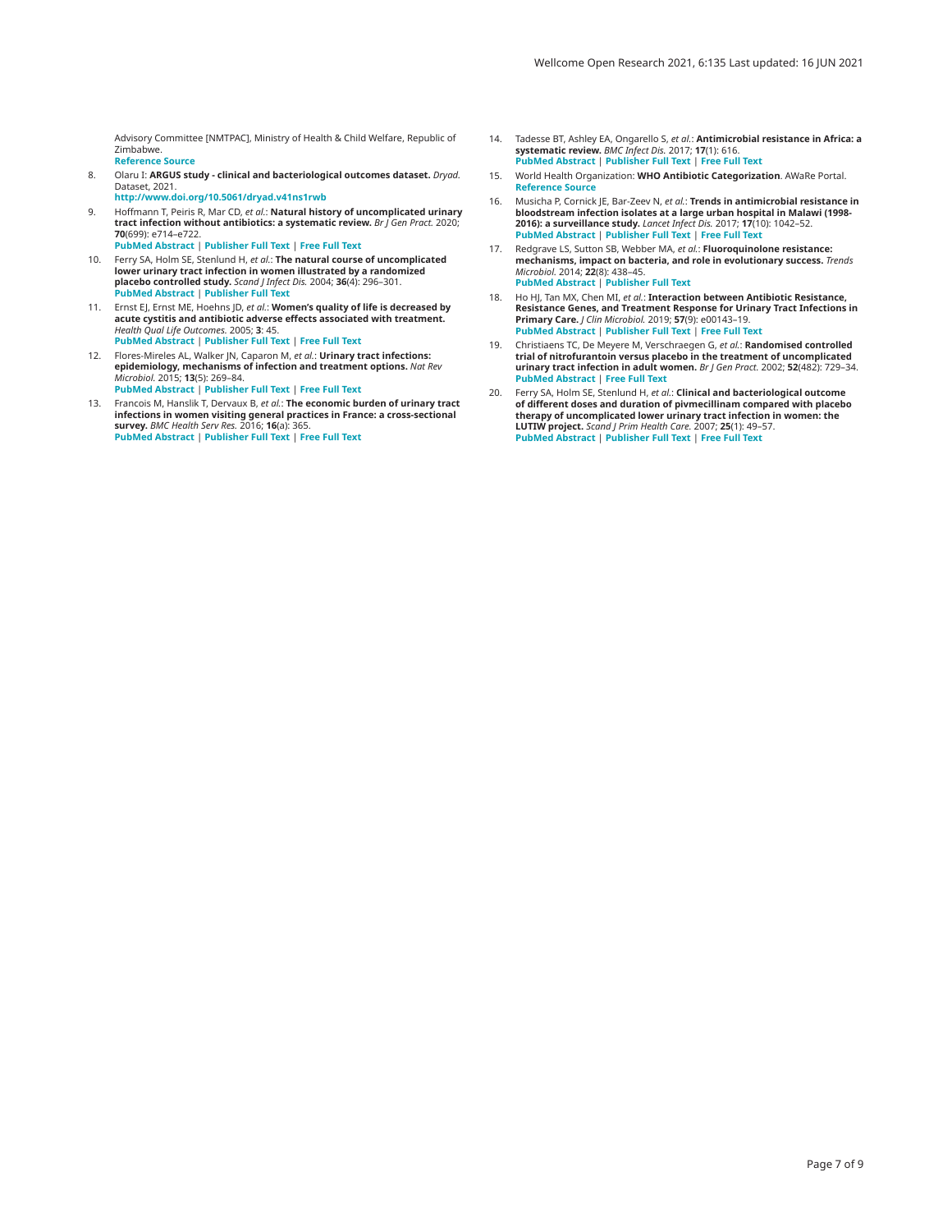Advisory Committee [NMTPAC], Ministry of Health & Child Welfare, Republic of Zimbabwe.
**Reference Source**

8. Olaru I: **ARGUS study - clinical and bacteriological outcomes dataset.** *Dryad.* Dataset, 2021.
**http://www.doi.org/10.5061/dryad.v41ns1rwb**

9. Hoffmann T, Peiris R, Mar CD, *et al.*: **Natural history of uncomplicated urinary tract infection without antibiotics: a systematic review.** *Br J Gen Pract.* 2020; **70**(699): e714–e722.
**PubMed Abstract** | **Publisher Full Text** | **Free Full Text**

10. Ferry SA, Holm SE, Stenlund H, *et al.*: **The natural course of uncomplicated lower urinary tract infection in women illustrated by a randomized placebo controlled study.** *Scand J Infect Dis.* 2004; **36**(4): 296–301.
**PubMed Abstract** | **Publisher Full Text**

11. Ernst EJ, Ernst ME, Hoehns JD, *et al.*: **Women's quality of life is decreased by acute cystitis and antibiotic adverse effects associated with treatment.** *Health Qual Life Outcomes.* 2005; **3**: 45.
**PubMed Abstract** | **Publisher Full Text** | **Free Full Text**

12. Flores-Mireles AL, Walker JN, Caparon M, *et al.*: **Urinary tract infections: epidemiology, mechanisms of infection and treatment options.** *Nat Rev Microbiol.* 2015; **13**(5): 269–84.
**PubMed Abstract** | **Publisher Full Text** | **Free Full Text**

13. Francois M, Hanslik T, Dervaux B, *et al.*: **The economic burden of urinary tract infections in women visiting general practices in France: a cross-sectional survey.** *BMC Health Serv Res.* 2016; **16**(a): 365.
**PubMed Abstract** | **Publisher Full Text** | **Free Full Text**

14. Tadesse BT, Ashley EA, Ongarello S, *et al.*: **Antimicrobial resistance in Africa: a systematic review.** *BMC Infect Dis.* 2017; **17**(1): 616.
**PubMed Abstract** | **Publisher Full Text** | **Free Full Text**

15. World Health Organization: **WHO Antibiotic Categorization**. AWaRe Portal.
**Reference Source**

16. Musicha P, Cornick JE, Bar-Zeev N, *et al.*: **Trends in antimicrobial resistance in bloodstream infection isolates at a large urban hospital in Malawi (1998-2016): a surveillance study.** *Lancet Infect Dis.* 2017; **17**(10): 1042–52.
**PubMed Abstract** | **Publisher Full Text** | **Free Full Text**

17. Redgrave LS, Sutton SB, Webber MA, *et al.*: **Fluoroquinolone resistance: mechanisms, impact on bacteria, and role in evolutionary success.** *Trends Microbiol.* 2014; **22**(8): 438–45.
**PubMed Abstract** | **Publisher Full Text**

18. Ho HJ, Tan MX, Chen MI, *et al.*: **Interaction between Antibiotic Resistance, Resistance Genes, and Treatment Response for Urinary Tract Infections in Primary Care.** *J Clin Microbiol.* 2019; **57**(9): e00143–19.
**PubMed Abstract** | **Publisher Full Text** | **Free Full Text**

19. Christiaens TC, De Meyere M, Verschraegen G, *et al.*: **Randomised controlled trial of nitrofurantoin versus placebo in the treatment of uncomplicated urinary tract infection in adult women.** *Br J Gen Pract.* 2002; **52**(482): 729–34.
**PubMed Abstract** | **Free Full Text**

20. Ferry SA, Holm SE, Stenlund H, *et al.*: **Clinical and bacteriological outcome of different doses and duration of pivmecillinam compared with placebo therapy of uncomplicated lower urinary tract infection in women: the LUTIW project.** *Scand J Prim Health Care.* 2007; **25**(1): 49–57.
**PubMed Abstract** | **Publisher Full Text** | **Free Full Text**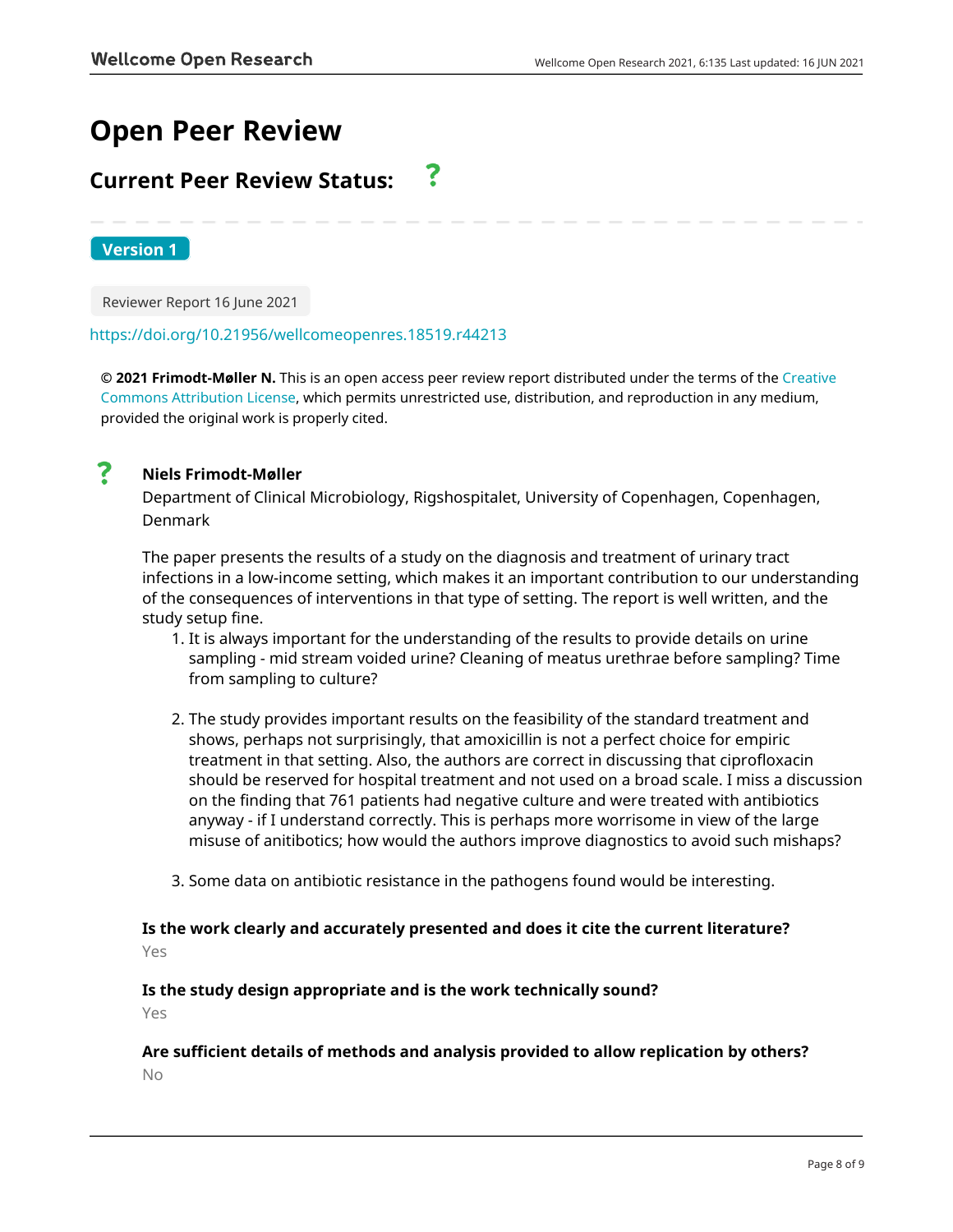# Open Peer Review

## Current Peer Review Status: ?

**Version 1**

Reviewer Report 16 June 2021

https://doi.org/10.21956/wellcomeopenres.18519.r44213

**© 2021 Frimodt-Møller N.** This is an open access peer review report distributed under the terms of the Creative Commons Attribution License, which permits unrestricted use, distribution, and reproduction in any medium, provided the original work is properly cited.

? **Niels Frimodt-Møller**

Department of Clinical Microbiology, Rigshospitalet, University of Copenhagen, Copenhagen, Denmark

The paper presents the results of a study on the diagnosis and treatment of urinary tract infections in a low-income setting, which makes it an important contribution to our understanding of the consequences of interventions in that type of setting. The report is well written, and the study setup fine.

1. It is always important for the understanding of the results to provide details on urine sampling - mid stream voided urine? Cleaning of meatus urethrae before sampling? Time from sampling to culture?

2. The study provides important results on the feasibility of the standard treatment and shows, perhaps not surprisingly, that amoxicillin is not a perfect choice for empiric treatment in that setting. Also, the authors are correct in discussing that ciprofloxacin should be reserved for hospital treatment and not used on a broad scale. I miss a discussion on the finding that 761 patients had negative culture and were treated with antibiotics anyway - if I understand correctly. This is perhaps more worrisome in view of the large misuse of anitibotics; how would the authors improve diagnostics to avoid such mishaps?

3. Some data on antibiotic resistance in the pathogens found would be interesting.

**Is the work clearly and accurately presented and does it cite the current literature?**

Yes

**Is the study design appropriate and is the work technically sound?**

Yes

**Are sufficient details of methods and analysis provided to allow replication by others?**

No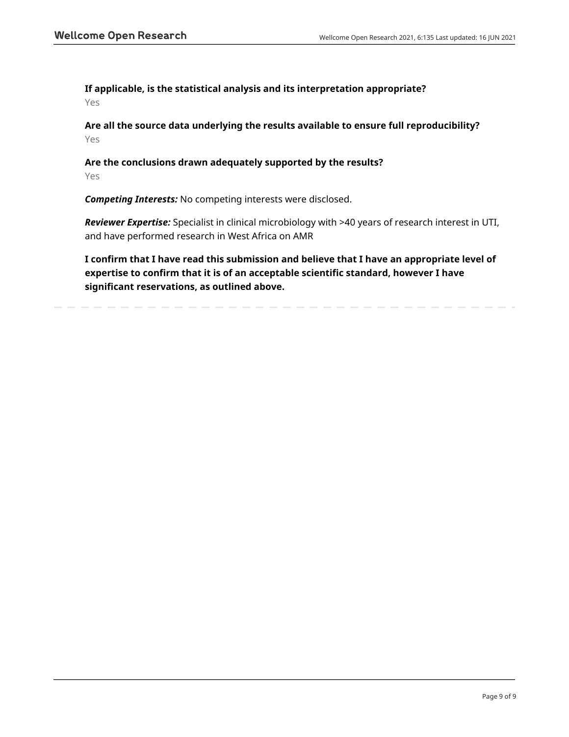**If applicable, is the statistical analysis and its interpretation appropriate?**

Yes

**Are all the source data underlying the results available to ensure full reproducibility?**

Yes

**Are the conclusions drawn adequately supported by the results?**

Yes

***Competing Interests:*** No competing interests were disclosed.

***Reviewer Expertise:*** Specialist in clinical microbiology with >40 years of research interest in UTI, and have performed research in West Africa on AMR

**I confirm that I have read this submission and believe that I have an appropriate level of expertise to confirm that it is of an acceptable scientific standard, however I have significant reservations, as outlined above.**